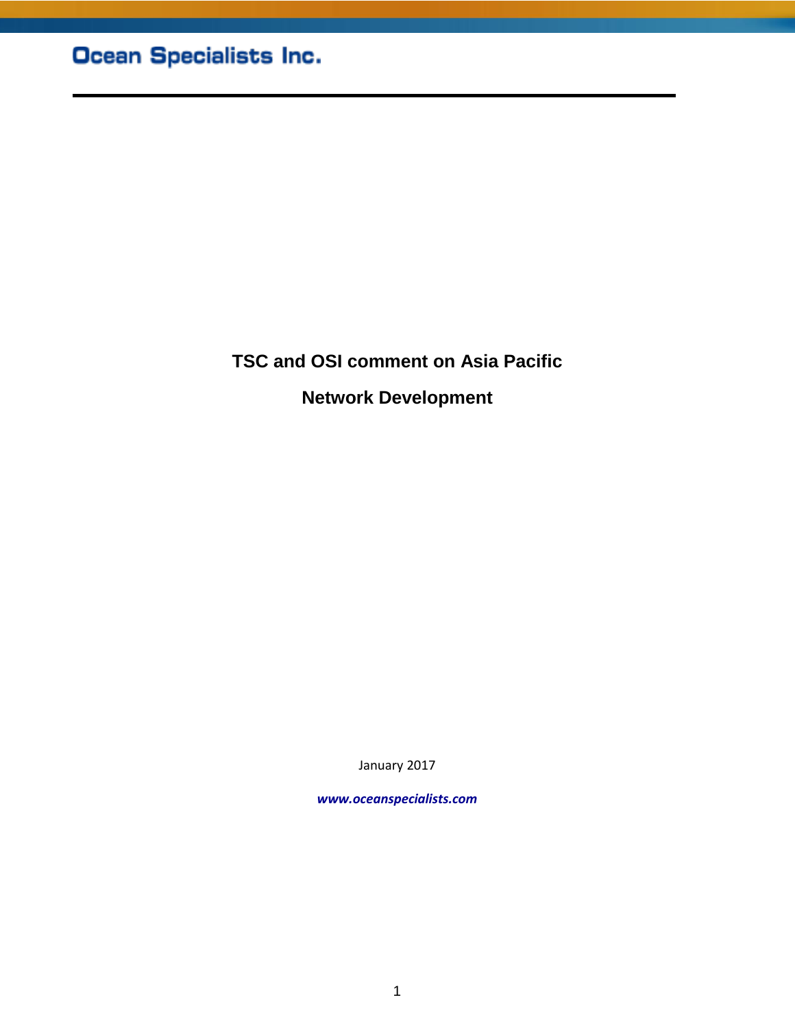Ocean Specialists Inc.

# TSC and OSI comment on Asia Pacific Network Development

January 2017

*www.oceanspecialists.com*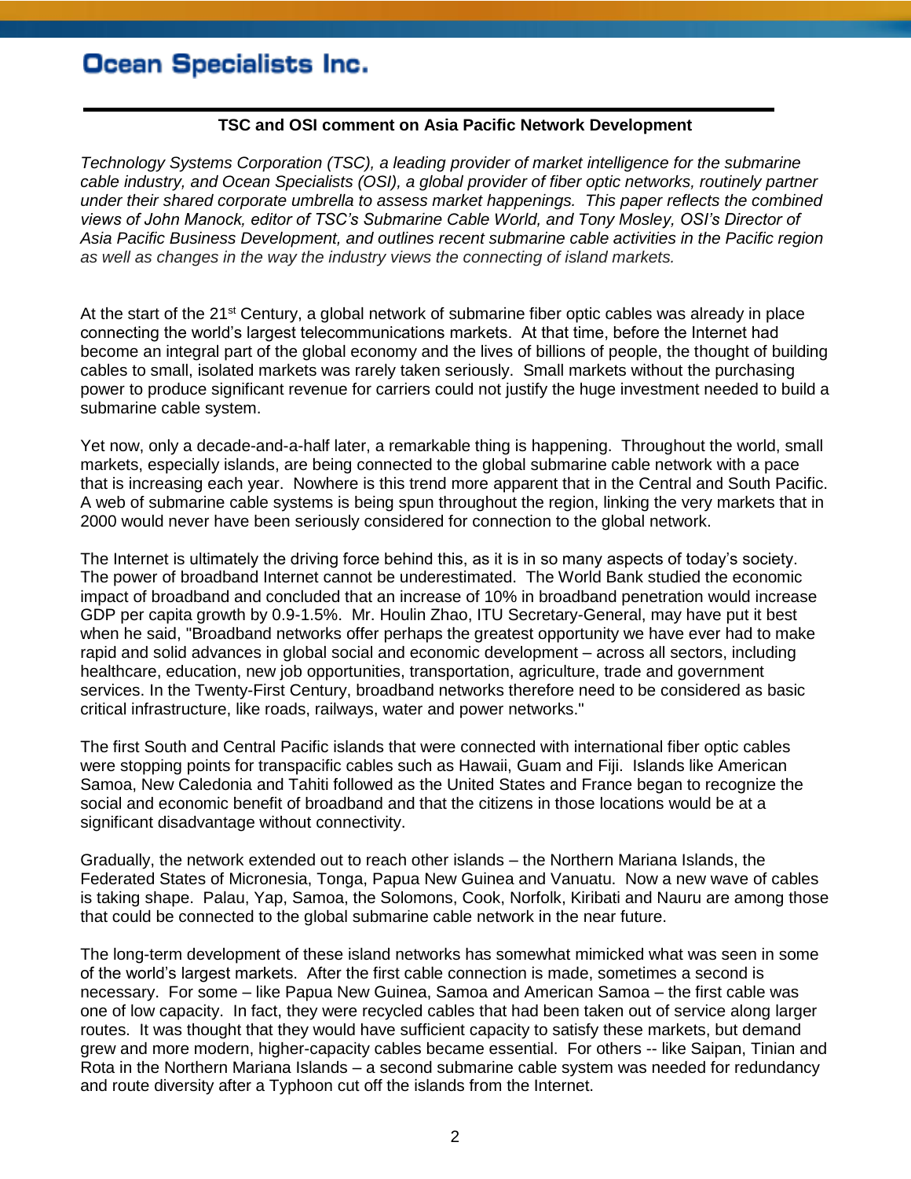# Ocean Specialists Inc.

### TSC and OSI comment on Asia Pacific Network Development

*Technology Systems Corporation (TSC), a leading provider of market intelligence for the submarine cable industry, and Ocean Specialists (OSI), a global provider of fiber optic networks, routinely partner under their shared corporate umbrella to assess market happenings. This paper reflects the combined views of John Manock, editor of TSC's Submarine Cable World, and Tony Mosley, OSI's Director of Asia Pacific Business Development, and outlines recent submarine cable activities in the Pacific region as well as changes in the way the industry views the connecting of island markets.*

At the start of the 21st Century, a global network of submarine fiber optic cables was already in place connecting the world's largest telecommunications markets. At that time, before the Internet had become an integral part of the global economy and the lives of billions of people, the thought of building cables to small, isolated markets was rarely taken seriously. Small markets without the purchasing power to produce significant revenue for carriers could not justify the huge investment needed to build a submarine cable system.

Yet now, only a decade-and-a-half later, a remarkable thing is happening. Throughout the world, small markets, especially islands, are being connected to the global submarine cable network with a pace that is increasing each year. Nowhere is this trend more apparent that in the Central and South Pacific. A web of submarine cable systems is being spun throughout the region, linking the very markets that in 2000 would never have been seriously considered for connection to the global network.

The Internet is ultimately the driving force behind this, as it is in so many aspects of today's society. The power of broadband Internet cannot be underestimated. The World Bank studied the economic impact of broadband and concluded that an increase of 10% in broadband penetration would increase GDP per capita growth by 0.9-1.5%. Mr. Houlin Zhao, ITU Secretary-General, may have put it best when he said, "Broadband networks offer perhaps the greatest opportunity we have ever had to make rapid and solid advances in global social and economic development – across all sectors, including healthcare, education, new job opportunities, transportation, agriculture, trade and government services. In the Twenty-First Century, broadband networks therefore need to be considered as basic critical infrastructure, like roads, railways, water and power networks."

The first South and Central Pacific islands that were connected with international fiber optic cables were stopping points for transpacific cables such as Hawaii, Guam and Fiji. Islands like American Samoa, New Caledonia and Tahiti followed as the United States and France began to recognize the social and economic benefit of broadband and that the citizens in those locations would be at a significant disadvantage without connectivity.

Gradually, the network extended out to reach other islands – the Northern Mariana Islands, the Federated States of Micronesia, Tonga, Papua New Guinea and Vanuatu. Now a new wave of cables is taking shape. Palau, Yap, Samoa, the Solomons, Cook, Norfolk, Kiribati and Nauru are among those that could be connected to the global submarine cable network in the near future.

The long-term development of these island networks has somewhat mimicked what was seen in some of the world's largest markets. After the first cable connection is made, sometimes a second is necessary. For some – like Papua New Guinea, Samoa and American Samoa – the first cable was one of low capacity. In fact, they were recycled cables that had been taken out of service along larger routes. It was thought that they would have sufficient capacity to satisfy these markets, but demand grew and more modern, higher-capacity cables became essential. For others -- like Saipan, Tinian and Rota in the Northern Mariana Islands – a second submarine cable system was needed for redundancy and route diversity after a Typhoon cut off the islands from the Internet.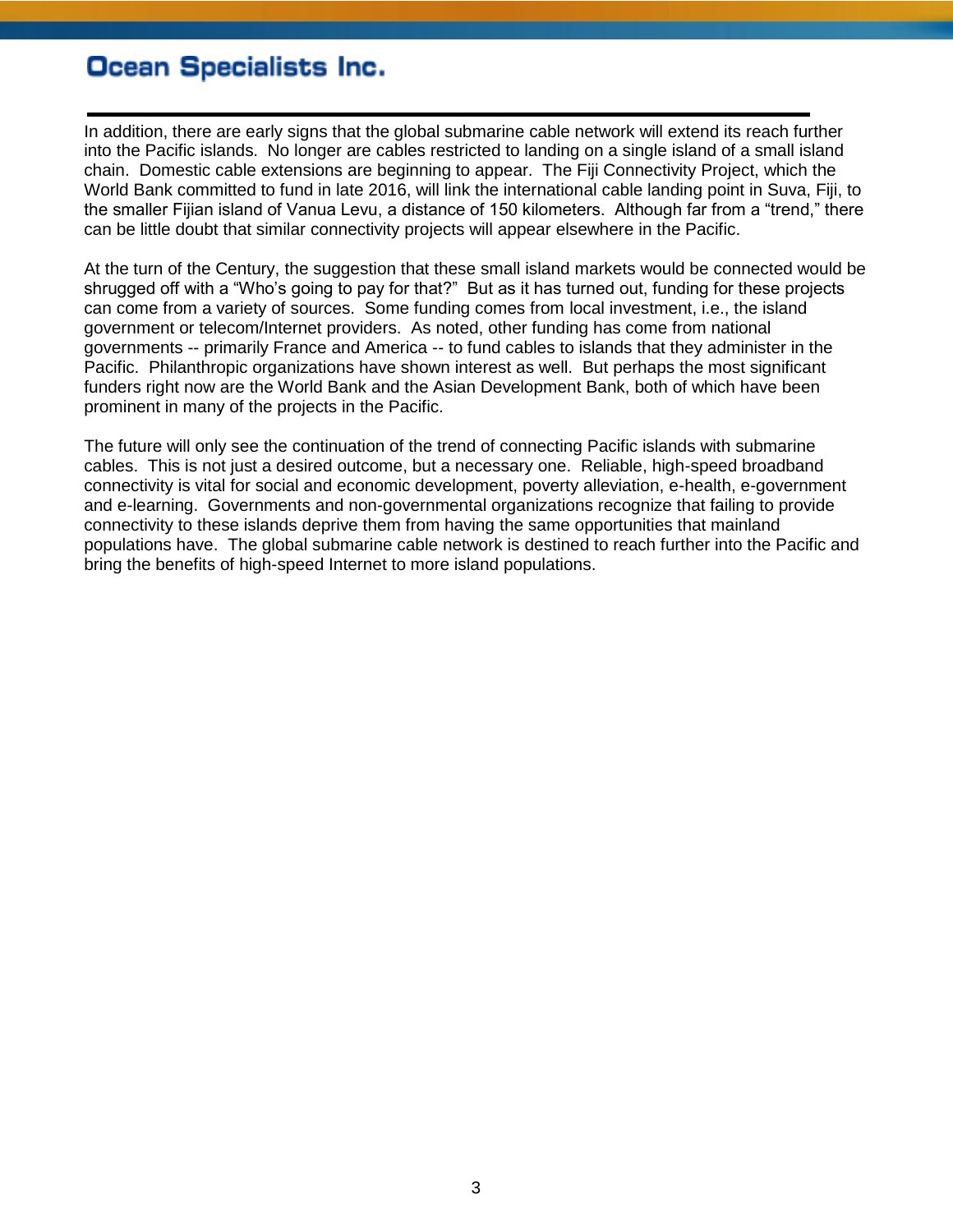In addition, there are early signs that the global submarine cable network will extend its reach further into the Pacific islands. No longer are cables restricted to landing on a single island of a small island chain. Domestic cable extensions are beginning to appear. The Fiji Connectivity Project, which the World Bank committed to fund in late 2016, will link the international cable landing point in Suva, Fiji, to the smaller Fijian island of Vanua Levu, a distance of 150 kilometers. Although far from a "trend," there can be little doubt that similar connectivity projects will appear elsewhere in the Pacific.

At the turn of the Century, the suggestion that these small island markets would be connected would be shrugged off with a "Who's going to pay for that?" But as it has turned out, funding for these projects can come from a variety of sources. Some funding comes from local investment, i.e., the island government or telecom/Internet providers. As noted, other funding has come from national governments -- primarily France and America -- to fund cables to islands that they administer in the Pacific. Philanthropic organizations have shown interest as well. But perhaps the most significant funders right now are the World Bank and the Asian Development Bank, both of which have been prominent in many of the projects in the Pacific.

The future will only see the continuation of the trend of connecting Pacific islands with submarine cables. This is not just a desired outcome, but a necessary one. Reliable, high-speed broadband connectivity is vital for social and economic development, poverty alleviation, e-health, e-government and e-learning. Governments and non-governmental organizations recognize that failing to provide connectivity to these islands deprive them from having the same opportunities that mainland populations have. The global submarine cable network is destined to reach further into the Pacific and bring the benefits of high-speed Internet to more island populations.